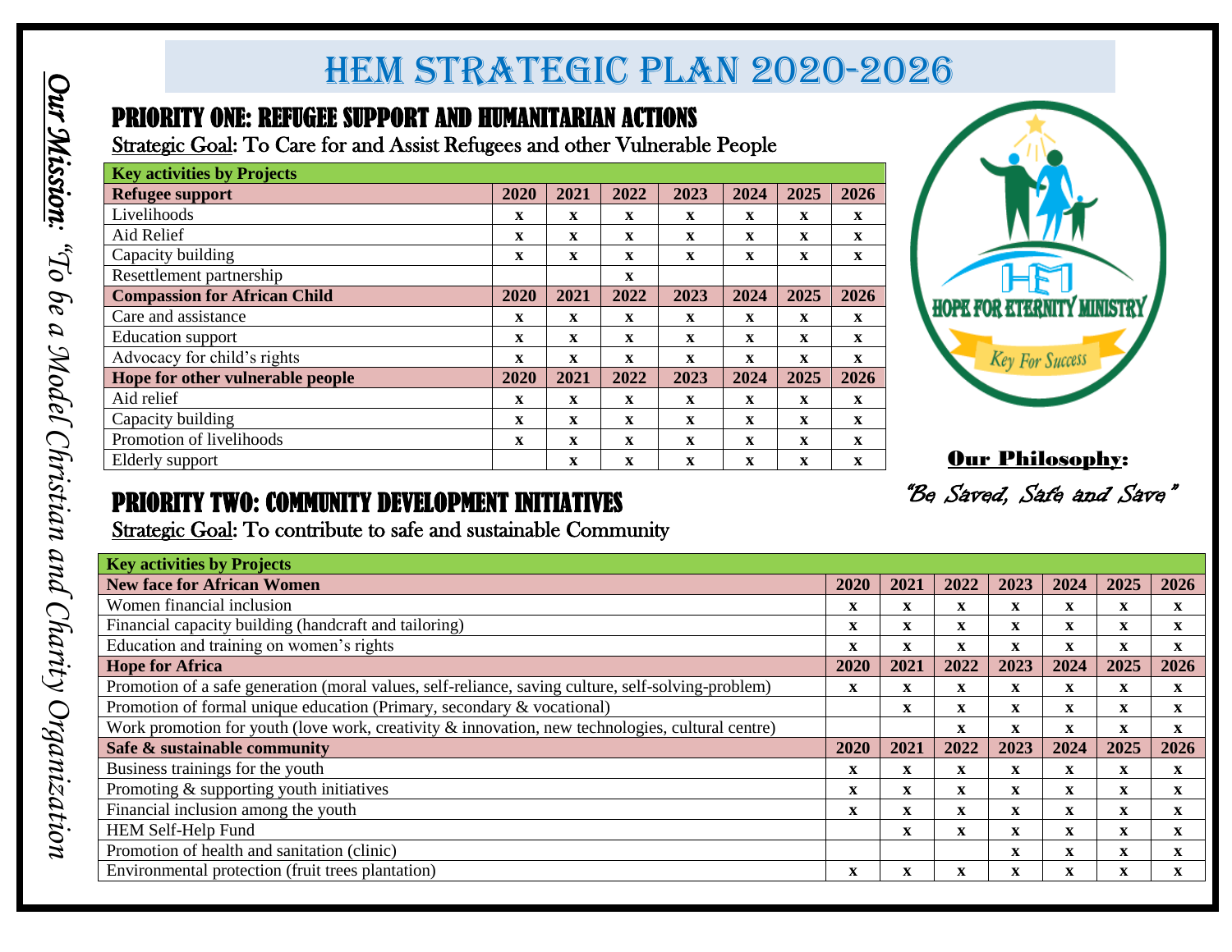# HEM STRATEGIC PLAN 2020-2026

*Our Mission: "To be a Model Christian and Charity Organization*

## PRIORITY ONE: REFUGEE SUPPORT AND HUMANITARIAN ACTIONS

Strategic Goal: To Care for and Assist Refugees and other Vulnerable People

| Key activities by Projects | | | | | | | |
|---|---|---|---|---|---|---|---|
| **Refugee support** | **2020** | **2021** | **2022** | **2023** | **2024** | **2025** | **2026** |
| Livelihoods | x | x | x | x | x | x | x |
| Aid Relief | x | x | x | x | x | x | x |
| Capacity building | x | x | x | x | x | x | x |
| Resettlement partnership | | | x | | | | |
| **Compassion for African Child** | **2020** | **2021** | **2022** | **2023** | **2024** | **2025** | **2026** |
| Care and assistance | x | x | x | x | x | x | x |
| Education support | x | x | x | x | x | x | x |
| Advocacy for child's rights | x | x | x | x | x | x | x |
| **Hope for other vulnerable people** | **2020** | **2021** | **2022** | **2023** | **2024** | **2025** | **2026** |
| Aid relief | x | x | x | x | x | x | x |
| Capacity building | x | x | x | x | x | x | x |
| Promotion of livelihoods | x | x | x | x | x | x | x |
| Elderly support | | x | x | x | x | x | x |

HOPE FOR ETERNITY MINISTRY

Key For Success

**Our Philosophy:**

*"Be Saved, Safe and Save"*

## PRIORITY TWO: COMMUNITY DEVELOPMENT INITIATIVES

Strategic Goal: To contribute to safe and sustainable Community

| Key activities by Projects | | | | | | | |
|---|---|---|---|---|---|---|---|
| **New face for African Women** | **2020** | **2021** | **2022** | **2023** | **2024** | **2025** | **2026** |
| Women financial inclusion | x | x | x | x | x | x | x |
| Financial capacity building (handcraft and tailoring) | x | x | x | x | x | x | x |
| Education and training on women's rights | x | x | x | x | x | x | x |
| **Hope for Africa** | **2020** | **2021** | **2022** | **2023** | **2024** | **2025** | **2026** |
| Promotion of a safe generation (moral values, self-reliance, saving culture, self-solving-problem) | x | x | x | x | x | x | x |
| Promotion of formal unique education (Primary, secondary & vocational) | | x | x | x | x | x | x |
| Work promotion for youth (love work, creativity & innovation, new technologies, cultural centre) | | | x | x | x | x | x |
| **Safe & sustainable community** | **2020** | **2021** | **2022** | **2023** | **2024** | **2025** | **2026** |
| Business trainings for the youth | x | x | x | x | x | x | x |
| Promoting & supporting youth initiatives | x | x | x | x | x | x | x |
| Financial inclusion among the youth | x | x | x | x | x | x | x |
| HEM Self-Help Fund | | x | x | x | x | x | x |
| Promotion of health and sanitation (clinic) | | | | x | x | x | x |
| Environmental protection (fruit trees plantation) | x | x | x | x | x | x | x |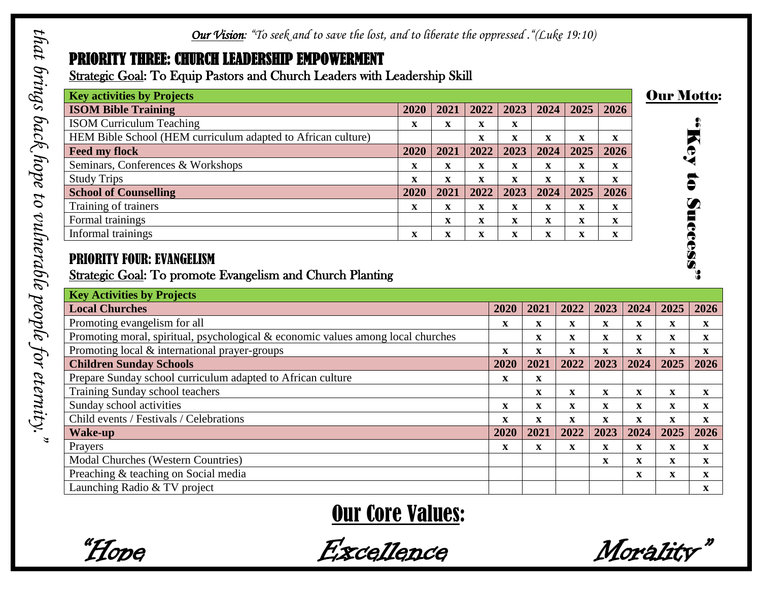*Our Vision: "To seek and to save the lost, and to liberate the oppressed."(Luke 19:10)*

## PRIORITY THREE: CHURCH LEADERSHIP EMPOWERMENT

Strategic Goal: To Equip Pastors and Church Leaders with Leadership Skill

| Key activities by Projects | | | | | | | |
|---|---|---|---|---|---|---|---|
| **ISOM Bible Training** | **2020** | **2021** | **2022** | **2023** | **2024** | **2025** | **2026** |
| ISOM Curriculum Teaching | x | x | x | x | | | |
| HEM Bible School (HEM curriculum adapted to African culture) | | | x | x | x | x | x |
| **Feed my flock** | **2020** | **2021** | **2022** | **2023** | **2024** | **2025** | **2026** |
| Seminars, Conferences & Workshops | x | x | x | x | x | x | x |
| Study Trips | x | x | x | x | x | x | x |
| **School of Counselling** | **2020** | **2021** | **2022** | **2023** | **2024** | **2025** | **2026** |
| Training of trainers | x | x | x | x | x | x | x |
| Formal trainings | | x | x | x | x | x | x |
| Informal trainings | x | x | x | x | x | x | x |

**Our Motto:** **"Key to Success"**

## PRIORITY FOUR: EVANGELISM

Strategic Goal: To promote Evangelism and Church Planting

| Key Activities by Projects | | | | | | | |
|---|---|---|---|---|---|---|---|
| **Local Churches** | **2020** | **2021** | **2022** | **2023** | **2024** | **2025** | **2026** |
| Promoting evangelism for all | x | x | x | x | x | x | x |
| Promoting moral, spiritual, psychological & economic values among local churches | | x | x | x | x | x | x |
| Promoting local & international prayer-groups | x | x | x | x | x | x | x |
| **Children Sunday Schools** | **2020** | **2021** | **2022** | **2023** | **2024** | **2025** | **2026** |
| Prepare Sunday school curriculum adapted to African culture | x | x | | | | | |
| Training Sunday school teachers | | x | x | x | x | x | x |
| Sunday school activities | x | x | x | x | x | x | x |
| Child events / Festivals / Celebrations | x | x | x | x | x | x | x |
| **Wake-up** | **2020** | **2021** | **2022** | **2023** | **2024** | **2025** | **2026** |
| Prayers | x | x | x | x | x | x | x |
| Modal Churches (Western Countries) | | | | x | x | x | x |
| Preaching & teaching on Social media | | | | | x | x | x |
| Launching Radio & TV project | | | | | | | x |

## Our Core Values:

*"Hope Excellence Morality"*

*that brings back hope to vulnerable people for eternity."*